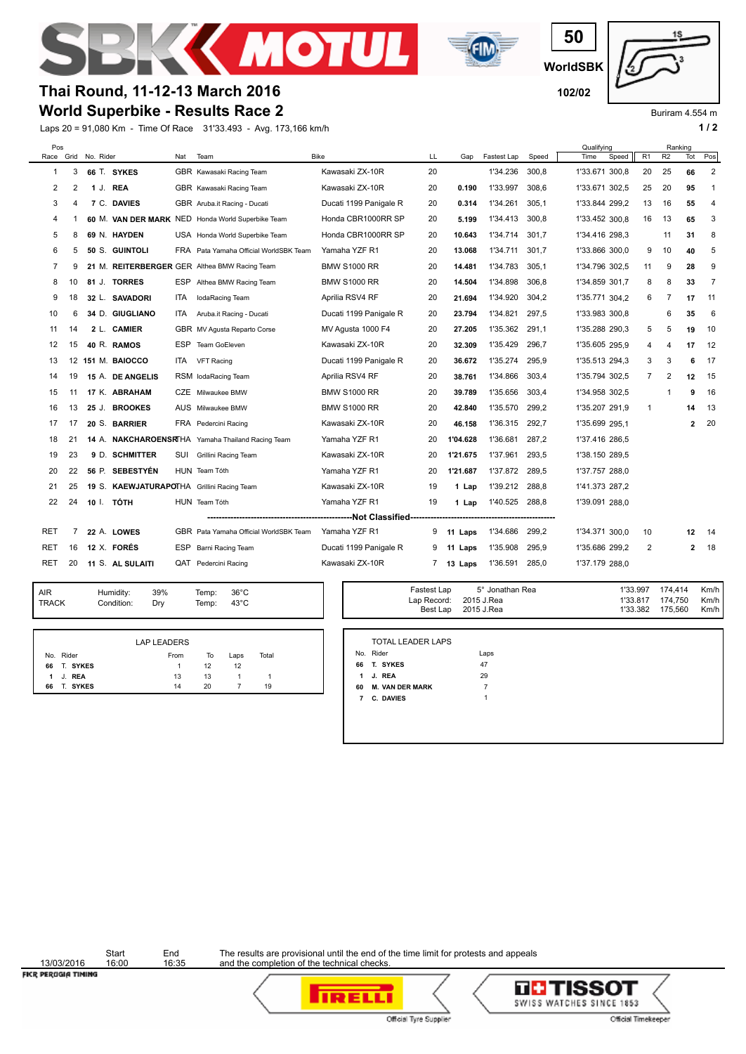# Thai Round, 11-12-13 March 2016

## World Superbike - Results Race 2

50 WorldSBK 102/02

Buriram 4.554 m

Laps 20 = 91,080 Km - Time Of Race 31'33.493 - Avg. 173,166 km/h

| Pos Race | Grid | No. | Rider | Nat | Team | Bike | LL | Gap | Fastest Lap | Speed | Qualifying Time | Qualifying Speed | R1 | R2 | Ranking Tot | Ranking Pos |
|---|---|---|---|---|---|---|---|---|---|---|---|---|---|---|---|---|
| 1 | 3 | 66 | T. SYKES | GBR | Kawasaki Racing Team | Kawasaki ZX-10R | 20 | | 1'34.236 | 300,8 | 1'33.671 | 300,8 | 20 | 25 | 66 | 2 |
| 2 | 2 | 1 | J. REA | GBR | Kawasaki Racing Team | Kawasaki ZX-10R | 20 | 0.190 | 1'33.997 | 308,6 | 1'33.671 | 302,5 | 25 | 20 | 95 | 1 |
| 3 | 4 | 7 | C. DAVIES | GBR | Aruba.it Racing - Ducati | Ducati 1199 Panigale R | 20 | 0.314 | 1'34.261 | 305,1 | 1'33.844 | 299,2 | 13 | 16 | 55 | 4 |
| 4 | 1 | 60 | M. VAN DER MARK | NED | Honda World Superbike Team | Honda CBR1000RR SP | 20 | 5.199 | 1'34.413 | 300,8 | 1'33.452 | 300,8 | 16 | 13 | 65 | 3 |
| 5 | 8 | 69 | N. HAYDEN | USA | Honda World Superbike Team | Honda CBR1000RR SP | 20 | 10.643 | 1'34.714 | 301,7 | 1'34.416 | 298,3 | | 11 | 31 | 8 |
| 6 | 5 | 50 | S. GUINTOLI | FRA | Pata Yamaha Official WorldSBK Team | Yamaha YZF R1 | 20 | 13.068 | 1'34.711 | 301,7 | 1'33.866 | 300,0 | 9 | 10 | 40 | 5 |
| 7 | 9 | 21 | M. REITERBERGER | GER | Althea BMW Racing Team | BMW S1000 RR | 20 | 14.481 | 1'34.783 | 305,1 | 1'34.796 | 302,5 | 11 | 9 | 28 | 9 |
| 8 | 10 | 81 | J. TORRES | ESP | Althea BMW Racing Team | BMW S1000 RR | 20 | 14.504 | 1'34.898 | 306,8 | 1'34.859 | 301,7 | 8 | 8 | 33 | 7 |
| 9 | 18 | 32 | L. SAVADORI | ITA | IodaRacing Team | Aprilia RSV4 RF | 20 | 21.694 | 1'34.920 | 304,2 | 1'35.771 | 304,2 | 6 | 7 | 17 | 11 |
| 10 | 6 | 34 | D. GIUGLIANO | ITA | Aruba.it Racing - Ducati | Ducati 1199 Panigale R | 20 | 23.794 | 1'34.821 | 297,5 | 1'33.983 | 300,8 | | 6 | 35 | 6 |
| 11 | 14 | 2 | L. CAMIER | GBR | MV Agusta Reparto Corse | MV Agusta 1000 F4 | 20 | 27.205 | 1'35.362 | 291,1 | 1'35.288 | 290,3 | 5 | 5 | 19 | 10 |
| 12 | 15 | 40 | R. RAMOS | ESP | Team GoEleven | Kawasaki ZX-10R | 20 | 32.309 | 1'35.429 | 296,7 | 1'35.605 | 295,9 | 4 | 4 | 17 | 12 |
| 13 | 12 | 151 | M. BAIOCCO | ITA | VFT Racing | Ducati 1199 Panigale R | 20 | 36.672 | 1'35.274 | 295,9 | 1'35.513 | 294,3 | 3 | 3 | 6 | 17 |
| 14 | 19 | 15 | A. DE ANGELIS | RSM | IodaRacing Team | Aprilia RSV4 RF | 20 | 38.761 | 1'34.866 | 303,4 | 1'35.794 | 302,5 | 7 | 2 | 12 | 15 |
| 15 | 11 | 17 | K. ABRAHAM | CZE | Milwaukee BMW | BMW S1000 RR | 20 | 39.789 | 1'35.656 | 303,4 | 1'34.958 | 302,5 | | 1 | 9 | 16 |
| 16 | 13 | 25 | J. BROOKES | AUS | Milwaukee BMW | BMW S1000 RR | 20 | 42.840 | 1'35.570 | 299,2 | 1'35.207 | 291,9 | 1 | | 14 | 13 |
| 17 | 17 | 20 | S. BARRIER | FRA | Pedercini Racing | Kawasaki ZX-10R | 20 | 46.158 | 1'36.315 | 292,7 | 1'35.699 | 295,1 | | | 2 | 20 |
| 18 | 21 | 14 | A. NAKCHAROENSRI | THA | Yamaha Thailand Racing Team | Yamaha YZF R1 | 20 | 1'04.628 | 1'36.681 | 287,2 | 1'37.416 | 286,5 | | | | |
| 19 | 23 | 9 | D. SCHMITTER | SUI | Grillini Racing Team | Kawasaki ZX-10R | 20 | 1'21.675 | 1'37.961 | 293,5 | 1'38.150 | 289,5 | | | | |
| 20 | 22 | 56 | P. SEBESTYÉN | HUN | Team Tóth | Yamaha YZF R1 | 20 | 1'21.687 | 1'37.872 | 289,5 | 1'37.757 | 288,0 | | | | |
| 21 | 25 | 19 | S. KAEWJATURAPOT | THA | Grillini Racing Team | Kawasaki ZX-10R | 19 | 1 Lap | 1'39.212 | 288,8 | 1'41.373 | 287,2 | | | | |
| 22 | 24 | 10 | I. TÓTH | HUN | Team Tóth | Yamaha YZF R1 | 19 | 1 Lap | 1'40.525 | 288,8 | 1'39.091 | 288,0 | | | | |
| | | | **Not Classified** | | | | | | | | | | | | | |
| RET | 7 | 22 | A. LOWES | GBR | Pata Yamaha Official WorldSBK Team | Yamaha YZF R1 | 9 | 11 Laps | 1'34.686 | 299,2 | 1'34.371 | 300,0 | 10 | | 12 | 14 |
| RET | 16 | 12 | X. FORÉS | ESP | Barni Racing Team | Ducati 1199 Panigale R | 9 | 11 Laps | 1'35.908 | 295,9 | 1'35.686 | 299,2 | 2 | | 2 | 18 |
| RET | 20 | 11 | S. AL SULAITI | QAT | Pedercini Racing | Kawasaki ZX-10R | 7 | 13 Laps | 1'36.591 | 285,0 | 1'37.179 | 288,0 | | | | |

| | | | | |
|---|---|---|---|---|
| AIR | Humidity: | 39% | Temp: | 36°C |
| TRACK | Condition: | Dry | Temp: | 43°C |

| | | | |
|---|---|---|---|
| Fastest Lap | 5° Jonathan Rea | 1'33.997 | 174,414 Km/h |
| Lap Record: | 2015 J.Rea | 1'33.817 | 174,750 Km/h |
| Best Lap | 2015 J.Rea | 1'33.382 | 175,560 Km/h |

**LAP LEADERS**

| No. | Rider | From | To | Laps | Total |
|---|---|---|---|---|---|
| 66 | T. SYKES | 1 | 12 | 12 | |
| 1 | J. REA | 13 | 13 | 1 | 1 |
| 66 | T. SYKES | 14 | 20 | 7 | 19 |

**TOTAL LEADER LAPS**

| No. | Rider | Laps |
|---|---|---|
| 66 | T. SYKES | 47 |
| 1 | J. REA | 29 |
| 60 | M. VAN DER MARK | 7 |
| 7 | C. DAVIES | 1 |

| Date | Start | End |
|---|---|---|
| 13/03/2016 | 16:00 | 16:35 |

The results are provisional until the end of the time limit for protests and appeals and the completion of the technical checks.

FICR PERUGIA TIMING

PIRELLI Official Tyre Supplier — TISSOT SWISS WATCHES SINCE 1853 Official Timekeeper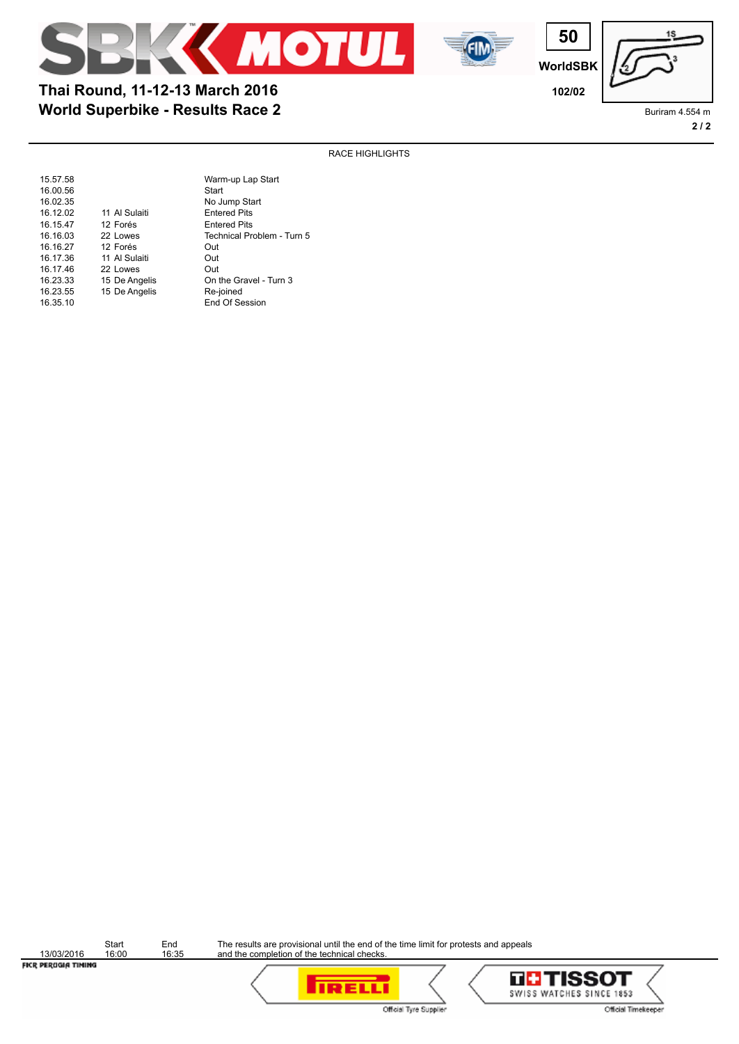# Thai Round, 11-12-13 March 2016
## World Superbike - Results Race 2

50

WorldSBK

102/02

Buriram 4.554 m

RACE HIGHLIGHTS

| | | |
|---|---|---|
| 15.57.58 | | Warm-up Lap Start |
| 16.00.56 | | Start |
| 16.02.35 | | No Jump Start |
| 16.12.02 | 11 Al Sulaiti | Entered Pits |
| 16.15.47 | 12 Forés | Entered Pits |
| 16.16.03 | 22 Lowes | Technical Problem - Turn 5 |
| 16.16.27 | 12 Forés | Out |
| 16.17.36 | 11 Al Sulaiti | Out |
| 16.17.46 | 22 Lowes | Out |
| 16.23.33 | 15 De Angelis | On the Gravel - Turn 3 |
| 16.23.55 | 15 De Angelis | Re-joined |
| 16.35.10 | | End Of Session |

| | Start | End |
|---|---|---|
| 13/03/2016 | 16:00 | 16:35 |

The results are provisional until the end of the time limit for protests and appeals and the completion of the technical checks.

FICR PERUGIA TIMING

Official Tyre Supplier

Official Timekeeper